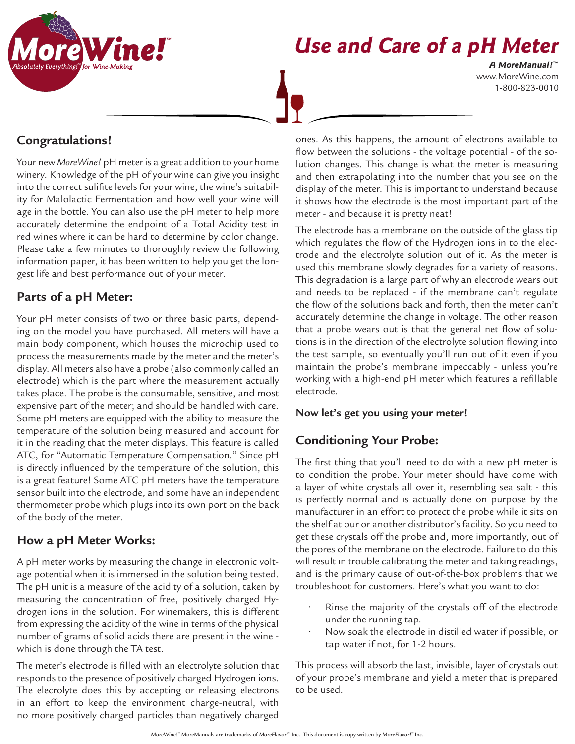# Use and Care of a pH Meter

**A MoreManual!™**
www.MoreWine.com
1-800-823-0010

## Congratulations!

Your new *MoreWine!* pH meter is a great addition to your home winery. Knowledge of the pH of your wine can give you insight into the correct sulifite levels for your wine, the wine's suitability for Malolactic Fermentation and how well your wine will age in the bottle. You can also use the pH meter to help more accurately determine the endpoint of a Total Acidity test in red wines where it can be hard to determine by color change. Please take a few minutes to thoroughly review the following information paper, it has been written to help you get the longest life and best performance out of your meter.

## Parts of a pH Meter:

Your pH meter consists of two or three basic parts, depending on the model you have purchased. All meters will have a main body component, which houses the microchip used to process the measurements made by the meter and the meter's display. All meters also have a probe (also commonly called an electrode) which is the part where the measurement actually takes place. The probe is the consumable, sensitive, and most expensive part of the meter; and should be handled with care. Some pH meters are equipped with the ability to measure the temperature of the solution being measured and account for it in the reading that the meter displays. This feature is called ATC, for "Automatic Temperature Compensation." Since pH is directly influenced by the temperature of the solution, this is a great feature! Some ATC pH meters have the temperature sensor built into the electrode, and some have an independent thermometer probe which plugs into its own port on the back of the body of the meter.

## How a pH Meter Works:

A pH meter works by measuring the change in electronic voltage potential when it is immersed in the solution being tested. The pH unit is a measure of the acidity of a solution, taken by measuring the concentration of free, positively charged Hydrogen ions in the solution. For winemakers, this is different from expressing the acidity of the wine in terms of the physical number of grams of solid acids there are present in the wine - which is done through the TA test.

The meter's electrode is filled with an electrolyte solution that responds to the presence of positively charged Hydrogen ions. The elecrolyte does this by accepting or releasing electrons in an effort to keep the environment charge-neutral, with no more positively charged particles than negatively charged ones. As this happens, the amount of electrons available to flow between the solutions - the voltage potential - of the solution changes. This change is what the meter is measuring and then extrapolating into the number that you see on the display of the meter. This is important to understand because it shows how the electrode is the most important part of the meter - and because it is pretty neat!

The electrode has a membrane on the outside of the glass tip which regulates the flow of the Hydrogen ions in to the electrode and the electrolyte solution out of it. As the meter is used this membrane slowly degrades for a variety of reasons. This degradation is a large part of why an electrode wears out and needs to be replaced - if the membrane can't regulate the flow of the solutions back and forth, then the meter can't accurately determine the change in voltage. The other reason that a probe wears out is that the general net flow of solutions is in the direction of the electrolyte solution flowing into the test sample, so eventually you'll run out of it even if you maintain the probe's membrane impeccably - unless you're working with a high-end pH meter which features a refillable electrode.

**Now let's get you using your meter!**

## Conditioning Your Probe:

The first thing that you'll need to do with a new pH meter is to condition the probe. Your meter should have come with a layer of white crystals all over it, resembling sea salt - this is perfectly normal and is actually done on purpose by the manufacturer in an effort to protect the probe while it sits on the shelf at our or another distributor's facility. So you need to get these crystals off the probe and, more importantly, out of the pores of the membrane on the electrode. Failure to do this will result in trouble calibrating the meter and taking readings, and is the primary cause of out-of-the-box problems that we troubleshoot for customers. Here's what you want to do:

- Rinse the majority of the crystals off of the electrode under the running tap.
- Now soak the electrode in distilled water if possible, or tap water if not, for 1-2 hours.

This process will absorb the last, invisible, layer of crystals out of your probe's membrane and yield a meter that is prepared to be used.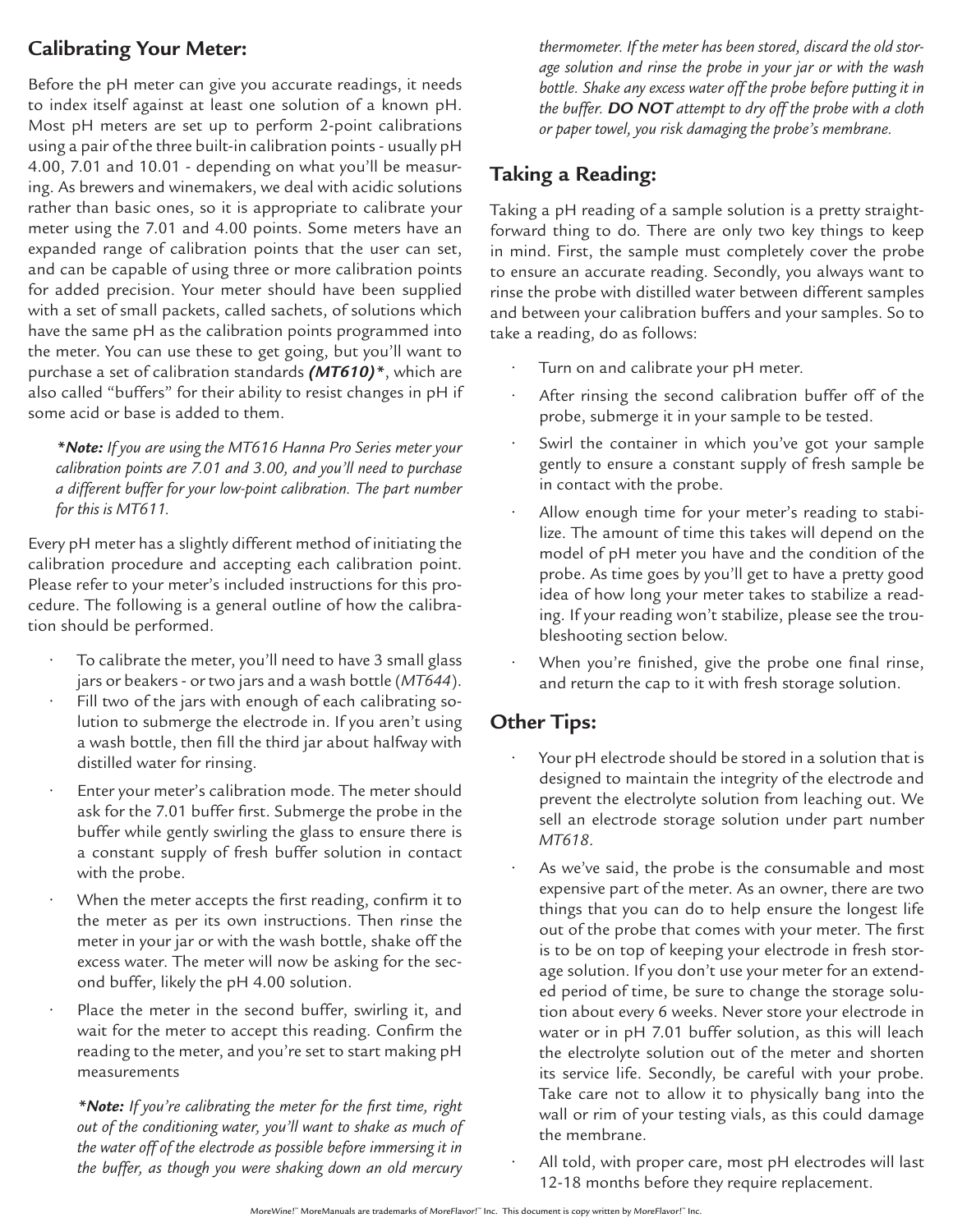## Calibrating Your Meter:

Before the pH meter can give you accurate readings, it needs to index itself against at least one solution of a known pH. Most pH meters are set up to perform 2-point calibrations using a pair of the three built-in calibration points - usually pH 4.00, 7.01 and 10.01 - depending on what you'll be measuring. As brewers and winemakers, we deal with acidic solutions rather than basic ones, so it is appropriate to calibrate your meter using the 7.01 and 4.00 points. Some meters have an expanded range of calibration points that the user can set, and can be capable of using three or more calibration points for added precision. Your meter should have been supplied with a set of small packets, called sachets, of solutions which have the same pH as the calibration points programmed into the meter. You can use these to get going, but you'll want to purchase a set of calibration standards ***(MT610)****, which are also called "buffers" for their ability to resist changes in pH if some acid or base is added to them.

> ****Note:*** *If you are using the MT616 Hanna Pro Series meter your calibration points are 7.01 and 3.00, and you'll need to purchase a different buffer for your low-point calibration. The part number for this is MT611.*

Every pH meter has a slightly different method of initiating the calibration procedure and accepting each calibration point. Please refer to your meter's included instructions for this procedure. The following is a general outline of how the calibration should be performed.

- To calibrate the meter, you'll need to have 3 small glass jars or beakers - or two jars and a wash bottle (*MT644*).
- Fill two of the jars with enough of each calibrating solution to submerge the electrode in. If you aren't using a wash bottle, then fill the third jar about halfway with distilled water for rinsing.
- Enter your meter's calibration mode. The meter should ask for the 7.01 buffer first. Submerge the probe in the buffer while gently swirling the glass to ensure there is a constant supply of fresh buffer solution in contact with the probe.
- When the meter accepts the first reading, confirm it to the meter as per its own instructions. Then rinse the meter in your jar or with the wash bottle, shake off the excess water. The meter will now be asking for the second buffer, likely the pH 4.00 solution.
- Place the meter in the second buffer, swirling it, and wait for the meter to accept this reading. Confirm the reading to the meter, and you're set to start making pH measurements

> ****Note:*** *If you're calibrating the meter for the first time, right out of the conditioning water, you'll want to shake as much of the water off of the electrode as possible before immersing it in the buffer, as though you were shaking down an old mercury thermometer. If the meter has been stored, discard the old storage solution and rinse the probe in your jar or with the wash bottle. Shake any excess water off the probe before putting it in the buffer.* ***DO NOT*** *attempt to dry off the probe with a cloth or paper towel, you risk damaging the probe's membrane.*

## Taking a Reading:

Taking a pH reading of a sample solution is a pretty straightforward thing to do. There are only two key things to keep in mind. First, the sample must completely cover the probe to ensure an accurate reading. Secondly, you always want to rinse the probe with distilled water between different samples and between your calibration buffers and your samples. So to take a reading, do as follows:

- Turn on and calibrate your pH meter.
- After rinsing the second calibration buffer off of the probe, submerge it in your sample to be tested.
- Swirl the container in which you've got your sample gently to ensure a constant supply of fresh sample be in contact with the probe.
- Allow enough time for your meter's reading to stabilize. The amount of time this takes will depend on the model of pH meter you have and the condition of the probe. As time goes by you'll get to have a pretty good idea of how long your meter takes to stabilize a reading. If your reading won't stabilize, please see the troubleshooting section below.
- When you're finished, give the probe one final rinse, and return the cap to it with fresh storage solution.

## Other Tips:

- Your pH electrode should be stored in a solution that is designed to maintain the integrity of the electrode and prevent the electrolyte solution from leaching out. We sell an electrode storage solution under part number *MT618*.
- As we've said, the probe is the consumable and most expensive part of the meter. As an owner, there are two things that you can do to help ensure the longest life out of the probe that comes with your meter. The first is to be on top of keeping your electrode in fresh storage solution. If you don't use your meter for an extended period of time, be sure to change the storage solution about every 6 weeks. Never store your electrode in water or in pH 7.01 buffer solution, as this will leach the electrolyte solution out of the meter and shorten its service life. Secondly, be careful with your probe. Take care not to allow it to physically bang into the wall or rim of your testing vials, as this could damage the membrane.
- All told, with proper care, most pH electrodes will last 12-18 months before they require replacement.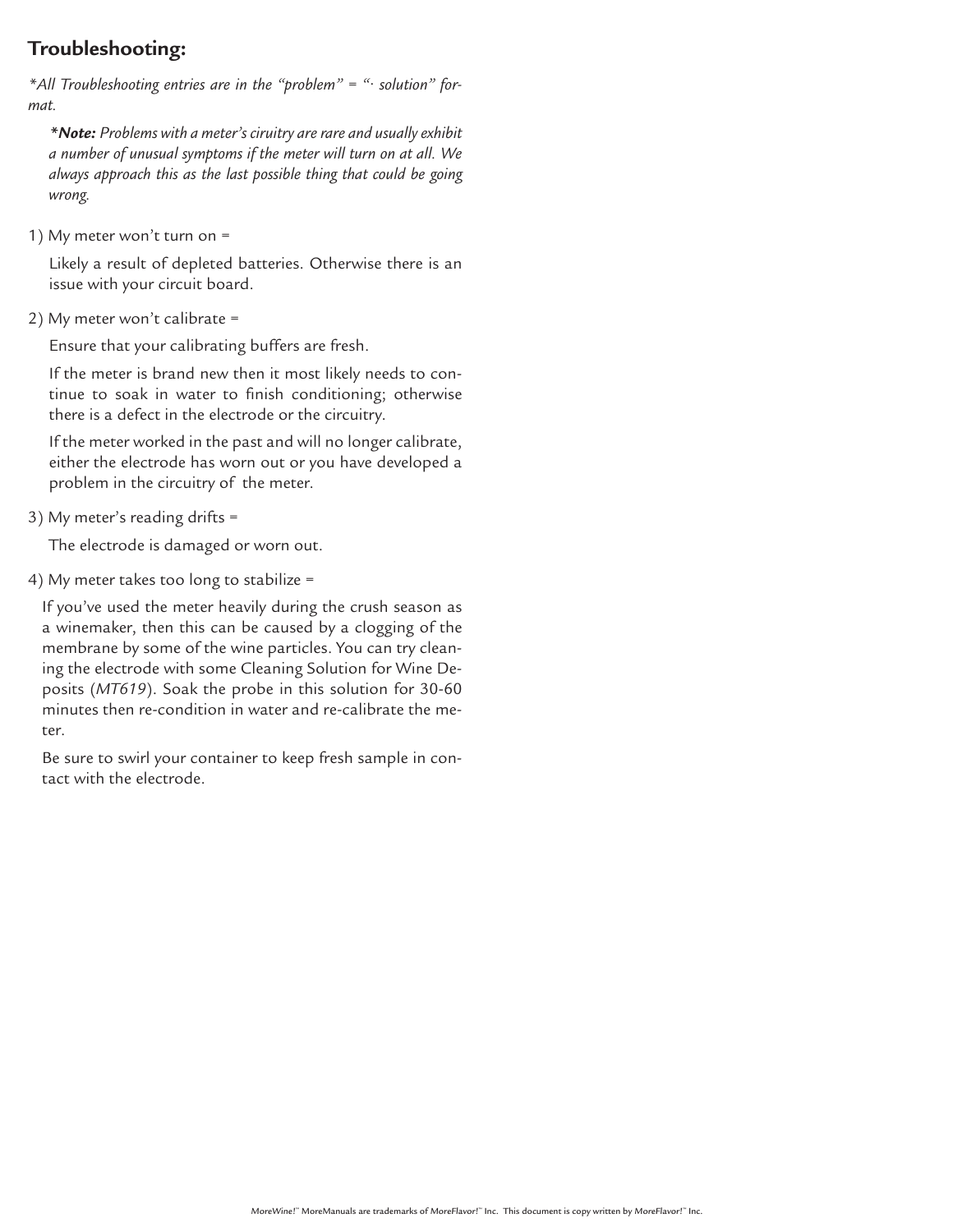## Troubleshooting:

*\*All Troubleshooting entries are in the "problem" = "· solution" format.*

> ***\*Note:** Problems with a meter's ciruitry are rare and usually exhibit a number of unusual symptoms if the meter will turn on at all. We always approach this as the last possible thing that could be going wrong.*

1) My meter won't turn on =

Likely a result of depleted batteries. Otherwise there is an issue with your circuit board.

2) My meter won't calibrate =

Ensure that your calibrating buffers are fresh.

If the meter is brand new then it most likely needs to continue to soak in water to finish conditioning; otherwise there is a defect in the electrode or the circuitry.

If the meter worked in the past and will no longer calibrate, either the electrode has worn out or you have developed a problem in the circuitry of the meter.

3) My meter's reading drifts =

The electrode is damaged or worn out.

4) My meter takes too long to stabilize =

If you've used the meter heavily during the crush season as a winemaker, then this can be caused by a clogging of the membrane by some of the wine particles. You can try cleaning the electrode with some Cleaning Solution for Wine Deposits (*MT619*). Soak the probe in this solution for 30-60 minutes then re-condition in water and re-calibrate the meter.

Be sure to swirl your container to keep fresh sample in contact with the electrode.